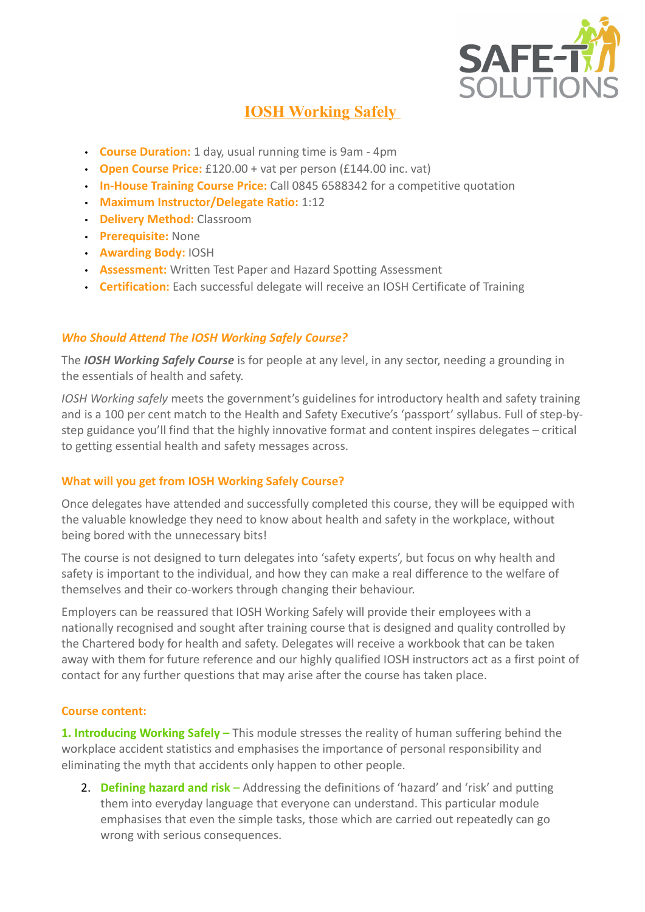# IOSH Working Safely

- **Course Duration:** 1 day, usual running time is 9am - 4pm
- **Open Course Price:** £120.00 + vat per person (£144.00 inc. vat)
- **In-House Training Course Price:** Call 0845 6588342 for a competitive quotation
- **Maximum Instructor/Delegate Ratio:** 1:12
- **Delivery Method:** Classroom
- **Prerequisite:** None
- **Awarding Body:** IOSH
- **Assessment:** Written Test Paper and Hazard Spotting Assessment
- **Certification:** Each successful delegate will receive an IOSH Certificate of Training

### *Who Should Attend The IOSH Working Safely Course?*

The ***IOSH Working Safely Course*** is for people at any level, in any sector, needing a grounding in the essentials of health and safety.

*IOSH Working safely* meets the government's guidelines for introductory health and safety training and is a 100 per cent match to the Health and Safety Executive's 'passport' syllabus. Full of step-by-step guidance you'll find that the highly innovative format and content inspires delegates – critical to getting essential health and safety messages across.

### What will you get from IOSH Working Safely Course?

Once delegates have attended and successfully completed this course, they will be equipped with the valuable knowledge they need to know about health and safety in the workplace, without being bored with the unnecessary bits!

The course is not designed to turn delegates into 'safety experts', but focus on why health and safety is important to the individual, and how they can make a real difference to the welfare of themselves and their co-workers through changing their behaviour.

Employers can be reassured that IOSH Working Safely will provide their employees with a nationally recognised and sought after training course that is designed and quality controlled by the Chartered body for health and safety. Delegates will receive a workbook that can be taken away with them for future reference and our highly qualified IOSH instructors act as a first point of contact for any further questions that may arise after the course has taken place.

### Course content:

1. **Introducing Working Safely –** This module stresses the reality of human suffering behind the workplace accident statistics and emphasises the importance of personal responsibility and eliminating the myth that accidents only happen to other people.
2. **Defining hazard and risk –** Addressing the definitions of 'hazard' and 'risk' and putting them into everyday language that everyone can understand. This particular module emphasises that even the simple tasks, those which are carried out repeatedly can go wrong with serious consequences.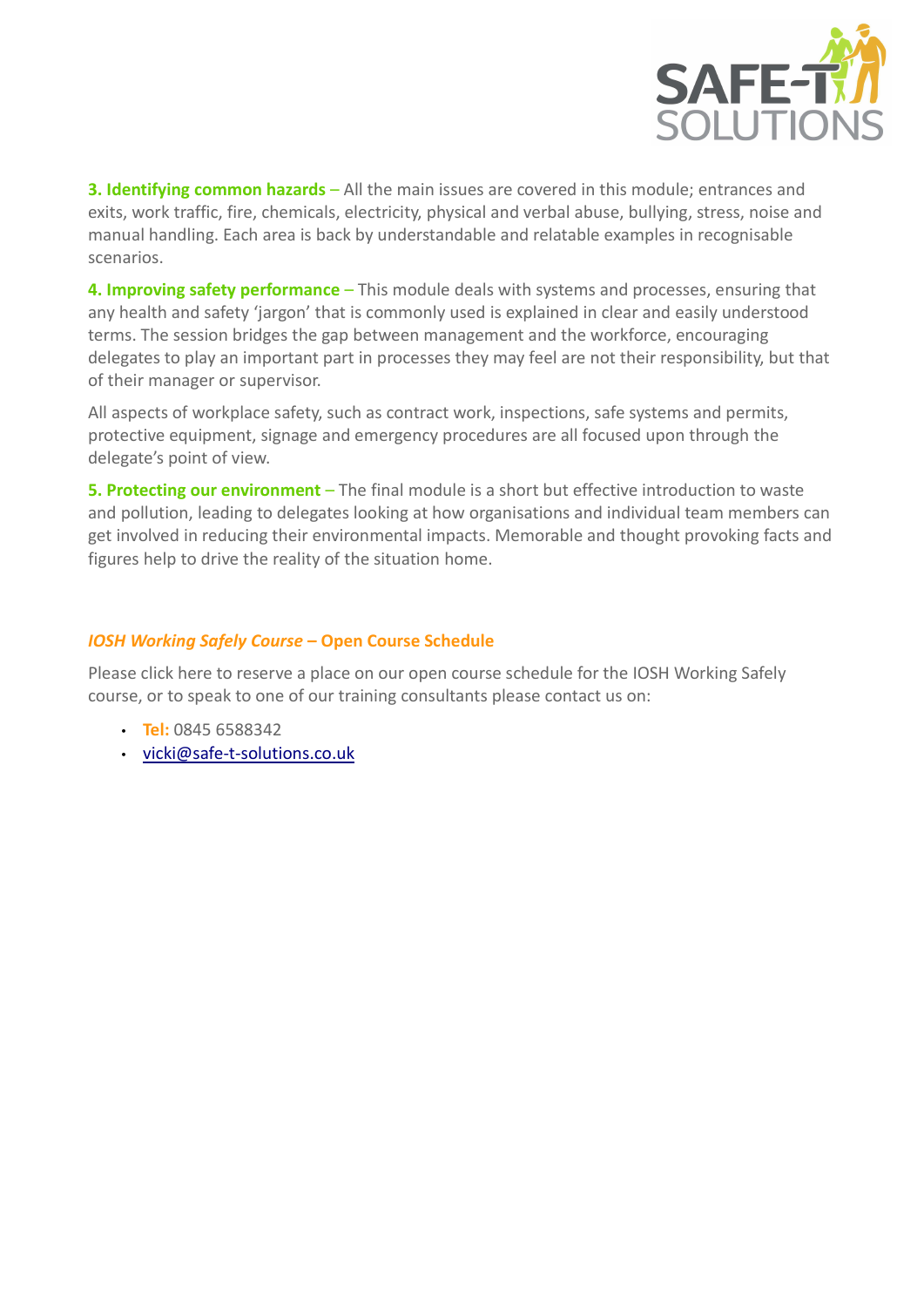**3. Identifying common hazards** – All the main issues are covered in this module; entrances and exits, work traffic, fire, chemicals, electricity, physical and verbal abuse, bullying, stress, noise and manual handling. Each area is back by understandable and relatable examples in recognisable scenarios.

**4. Improving safety performance** – This module deals with systems and processes, ensuring that any health and safety 'jargon' that is commonly used is explained in clear and easily understood terms. The session bridges the gap between management and the workforce, encouraging delegates to play an important part in processes they may feel are not their responsibility, but that of their manager or supervisor.

All aspects of workplace safety, such as contract work, inspections, safe systems and permits, protective equipment, signage and emergency procedures are all focused upon through the delegate's point of view.

**5. Protecting our environment** – The final module is a short but effective introduction to waste and pollution, leading to delegates looking at how organisations and individual team members can get involved in reducing their environmental impacts. Memorable and thought provoking facts and figures help to drive the reality of the situation home.

### *IOSH Working Safely Course* – Open Course Schedule

Please click here to reserve a place on our open course schedule for the IOSH Working Safely course, or to speak to one of our training consultants please contact us on:

- **Tel:** 0845 6588342
- vicki@safe-t-solutions.co.uk